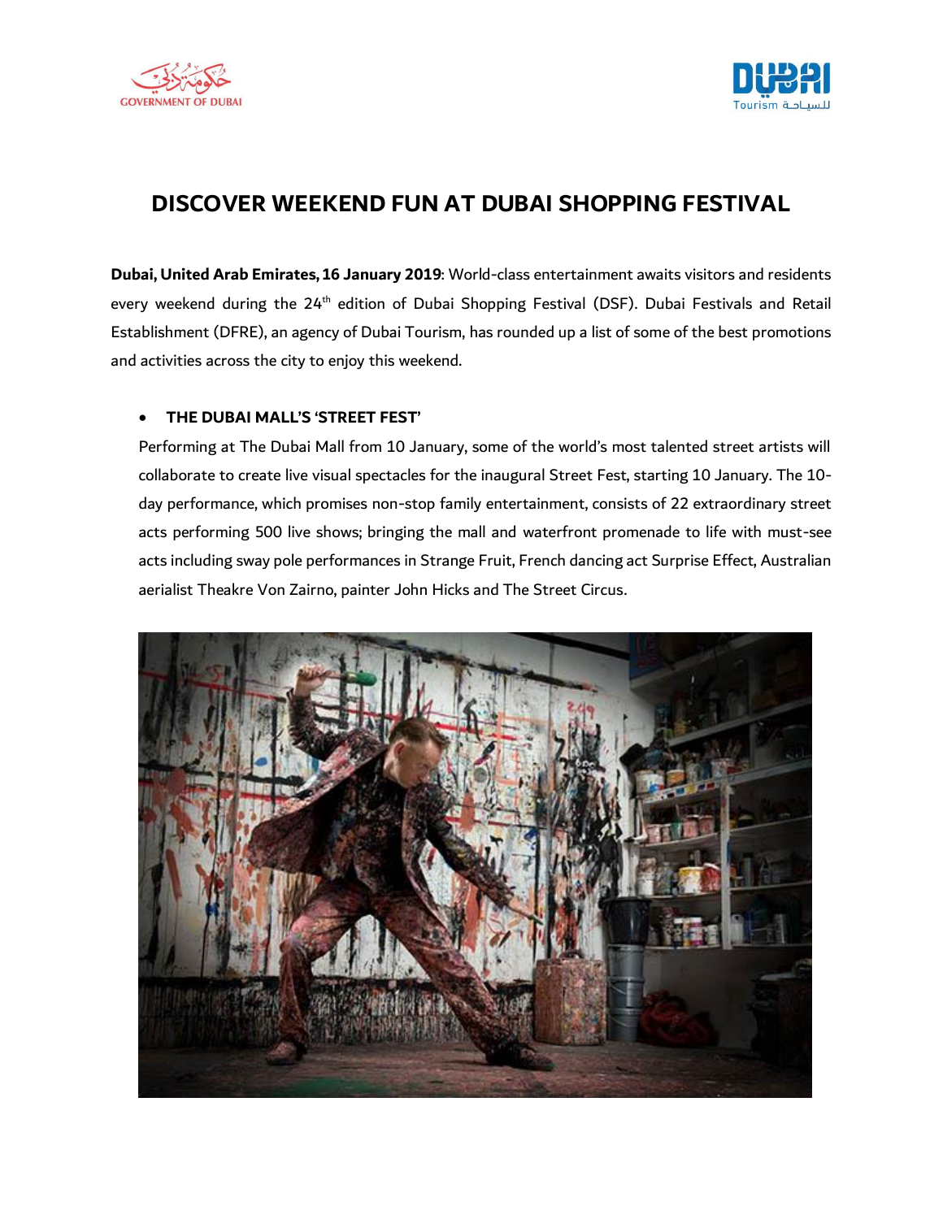# DISCOVER WEEKEND FUN AT DUBAI SHOPPING FESTIVAL

**Dubai, United Arab Emirates, 16 January 2019**: World-class entertainment awaits visitors and residents every weekend during the 24th edition of Dubai Shopping Festival (DSF). Dubai Festivals and Retail Establishment (DFRE), an agency of Dubai Tourism, has rounded up a list of some of the best promotions and activities across the city to enjoy this weekend.

- **THE DUBAI MALL'S 'STREET FEST'**

  Performing at The Dubai Mall from 10 January, some of the world's most talented street artists will collaborate to create live visual spectacles for the inaugural Street Fest, starting 10 January. The 10-day performance, which promises non-stop family entertainment, consists of 22 extraordinary street acts performing 500 live shows; bringing the mall and waterfront promenade to life with must-see acts including sway pole performances in Strange Fruit, French dancing act Surprise Effect, Australian aerialist Theakre Von Zairno, painter John Hicks and The Street Circus.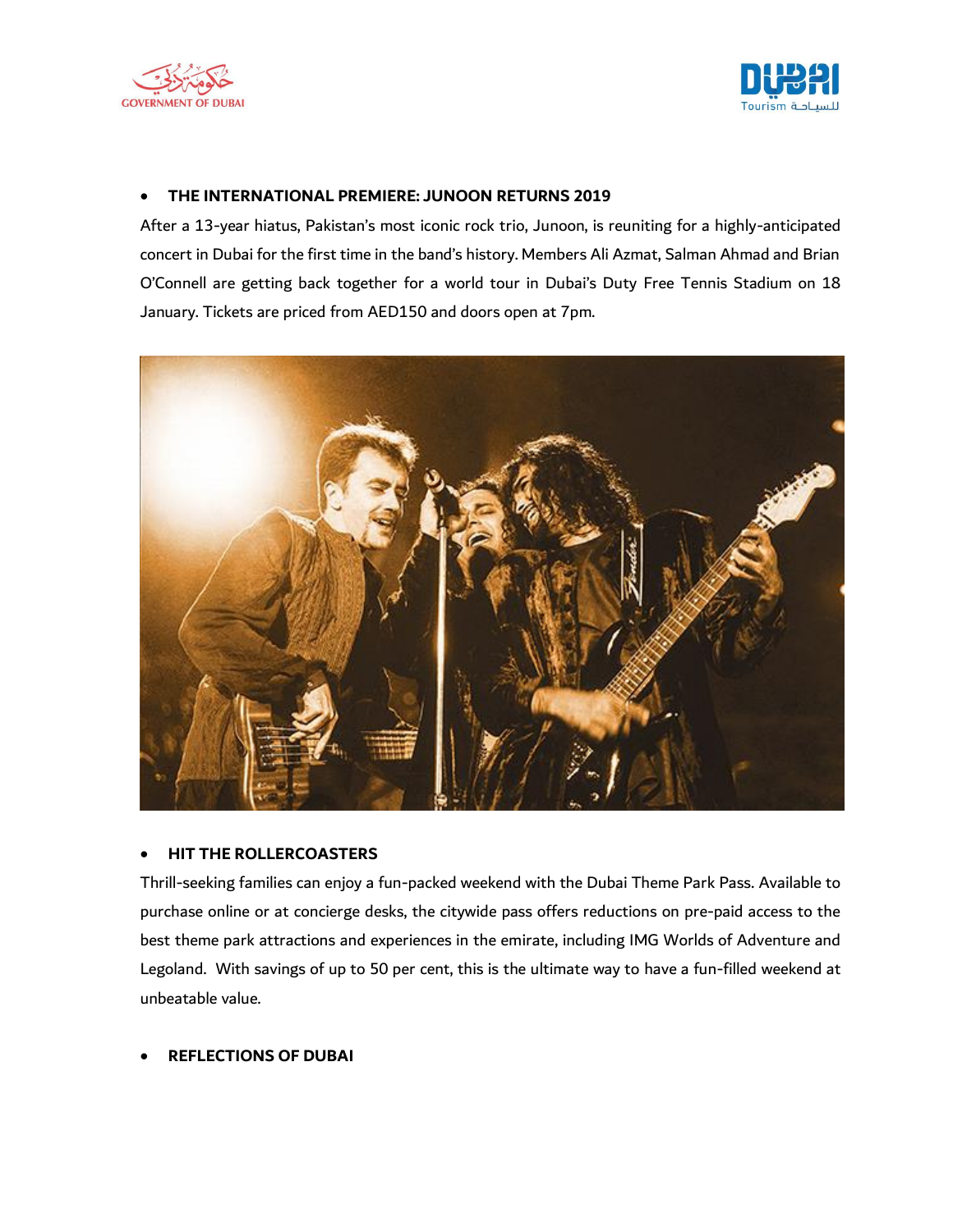- **THE INTERNATIONAL PREMIERE: JUNOON RETURNS 2019**

After a 13-year hiatus, Pakistan's most iconic rock trio, Junoon, is reuniting for a highly-anticipated concert in Dubai for the first time in the band's history. Members Ali Azmat, Salman Ahmad and Brian O'Connell are getting back together for a world tour in Dubai's Duty Free Tennis Stadium on 18 January. Tickets are priced from AED150 and doors open at 7pm.

- **HIT THE ROLLERCOASTERS**

Thrill-seeking families can enjoy a fun-packed weekend with the Dubai Theme Park Pass. Available to purchase online or at concierge desks, the citywide pass offers reductions on pre-paid access to the best theme park attractions and experiences in the emirate, including IMG Worlds of Adventure and Legoland. With savings of up to 50 per cent, this is the ultimate way to have a fun-filled weekend at unbeatable value.

- **REFLECTIONS OF DUBAI**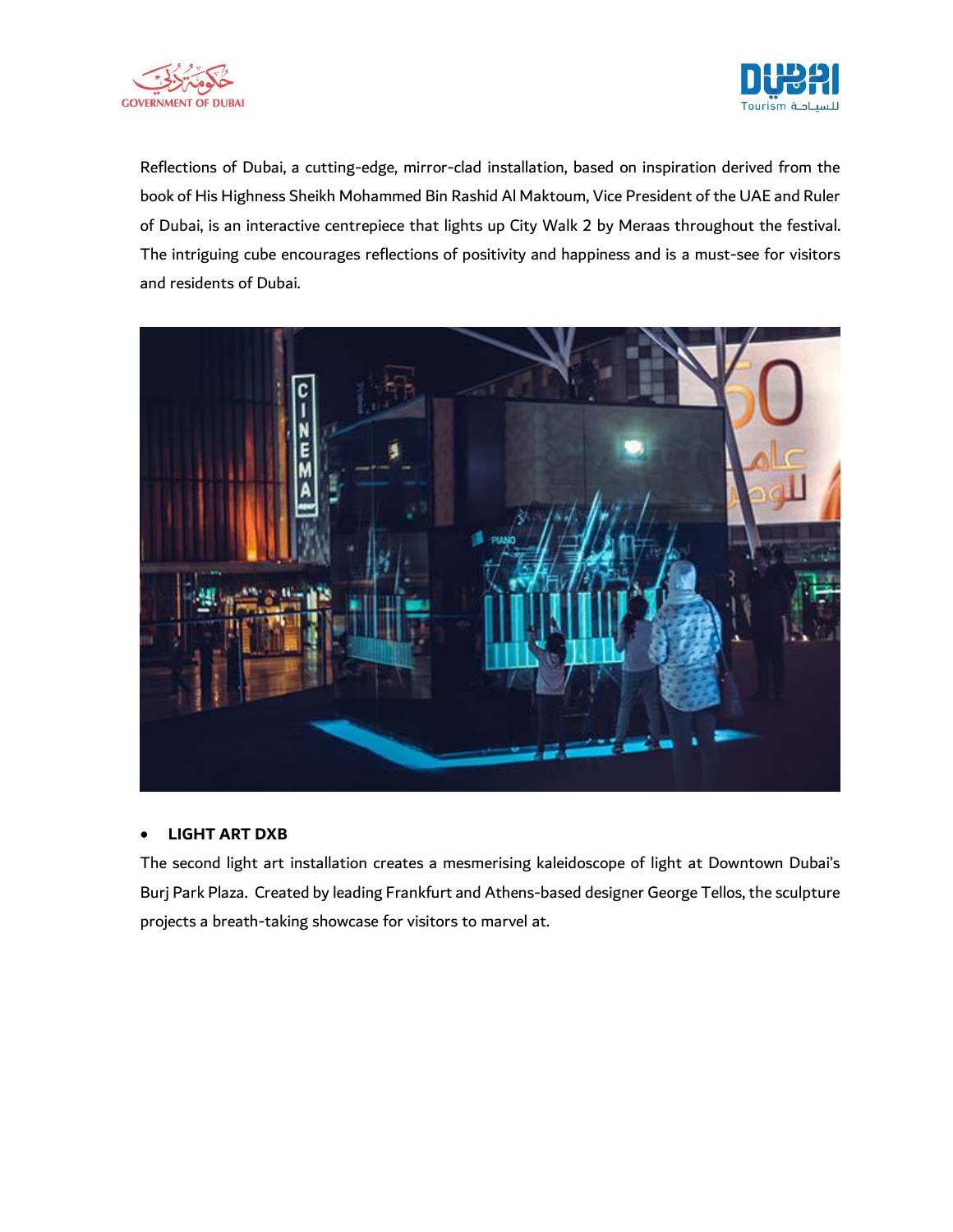Reflections of Dubai, a cutting-edge, mirror-clad installation, based on inspiration derived from the book of His Highness Sheikh Mohammed Bin Rashid Al Maktoum, Vice President of the UAE and Ruler of Dubai, is an interactive centrepiece that lights up City Walk 2 by Meraas throughout the festival. The intriguing cube encourages reflections of positivity and happiness and is a must-see for visitors and residents of Dubai.

- **LIGHT ART DXB**

The second light art installation creates a mesmerising kaleidoscope of light at Downtown Dubai's Burj Park Plaza. Created by leading Frankfurt and Athens-based designer George Tellos, the sculpture projects a breath-taking showcase for visitors to marvel at.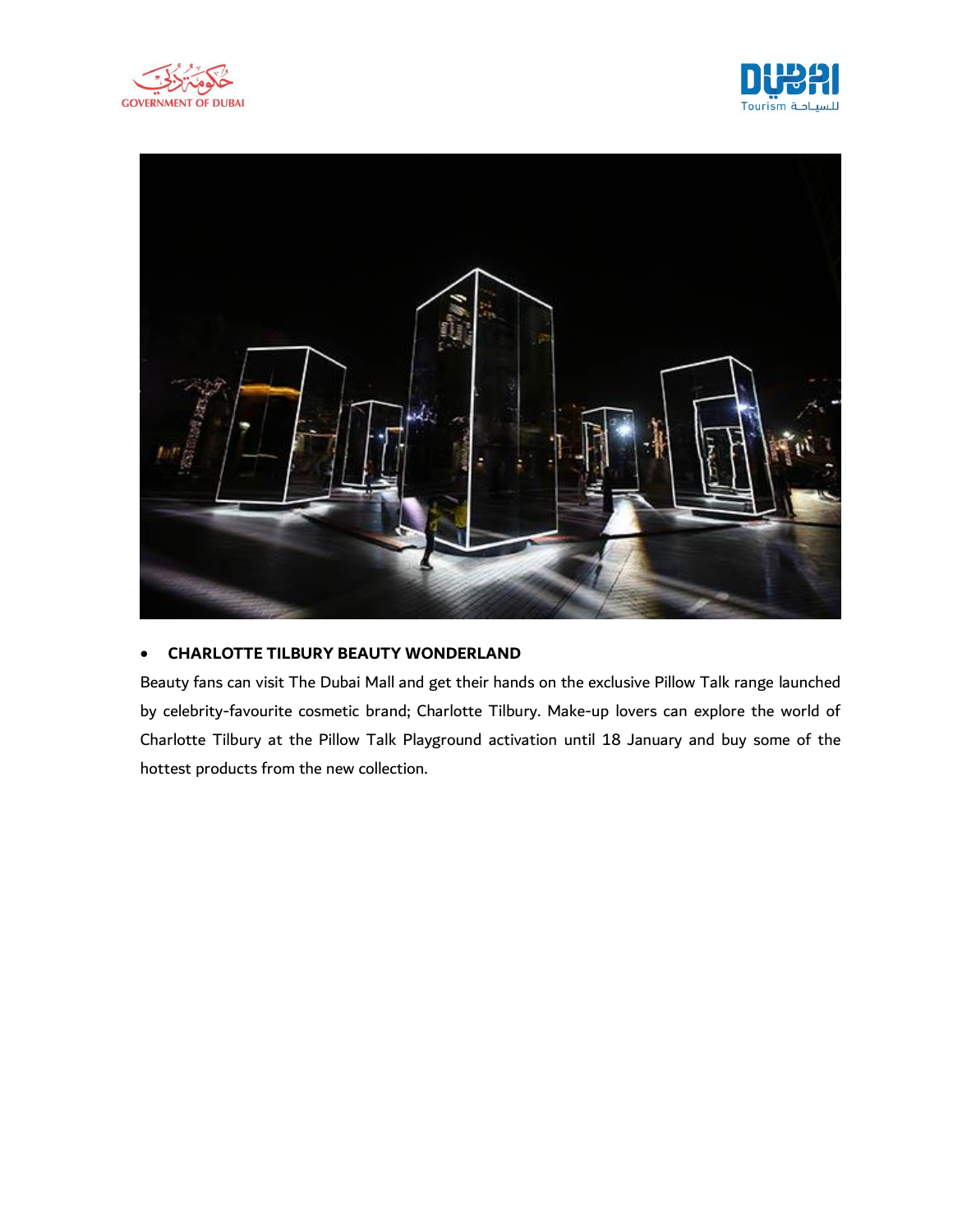- **CHARLOTTE TILBURY BEAUTY WONDERLAND**

Beauty fans can visit The Dubai Mall and get their hands on the exclusive Pillow Talk range launched by celebrity-favourite cosmetic brand; Charlotte Tilbury. Make-up lovers can explore the world of Charlotte Tilbury at the Pillow Talk Playground activation until 18 January and buy some of the hottest products from the new collection.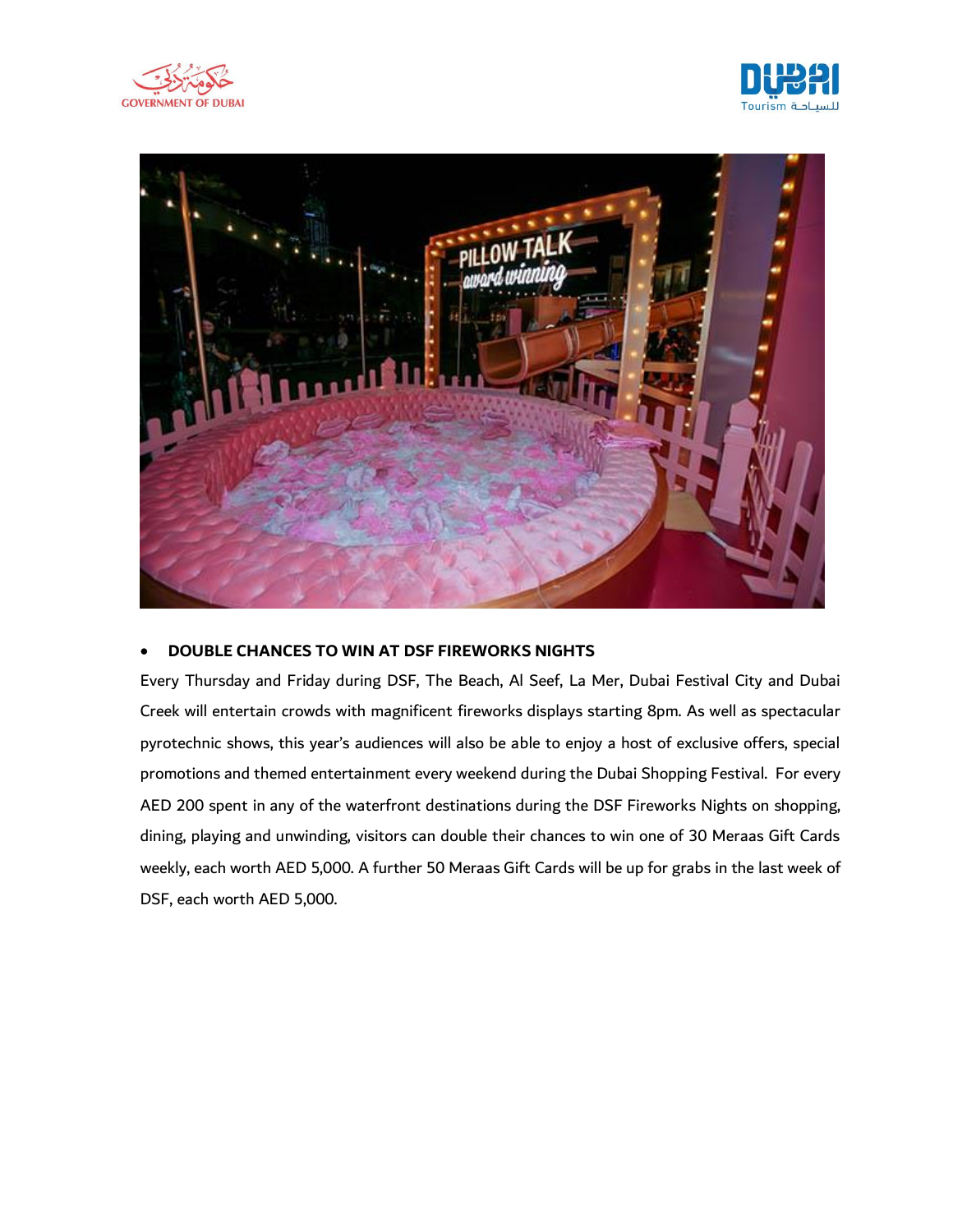- **DOUBLE CHANCES TO WIN AT DSF FIREWORKS NIGHTS**

Every Thursday and Friday during DSF, The Beach, Al Seef, La Mer, Dubai Festival City and Dubai Creek will entertain crowds with magnificent fireworks displays starting 8pm. As well as spectacular pyrotechnic shows, this year's audiences will also be able to enjoy a host of exclusive offers, special promotions and themed entertainment every weekend during the Dubai Shopping Festival. For every AED 200 spent in any of the waterfront destinations during the DSF Fireworks Nights on shopping, dining, playing and unwinding, visitors can double their chances to win one of 30 Meraas Gift Cards weekly, each worth AED 5,000. A further 50 Meraas Gift Cards will be up for grabs in the last week of DSF, each worth AED 5,000.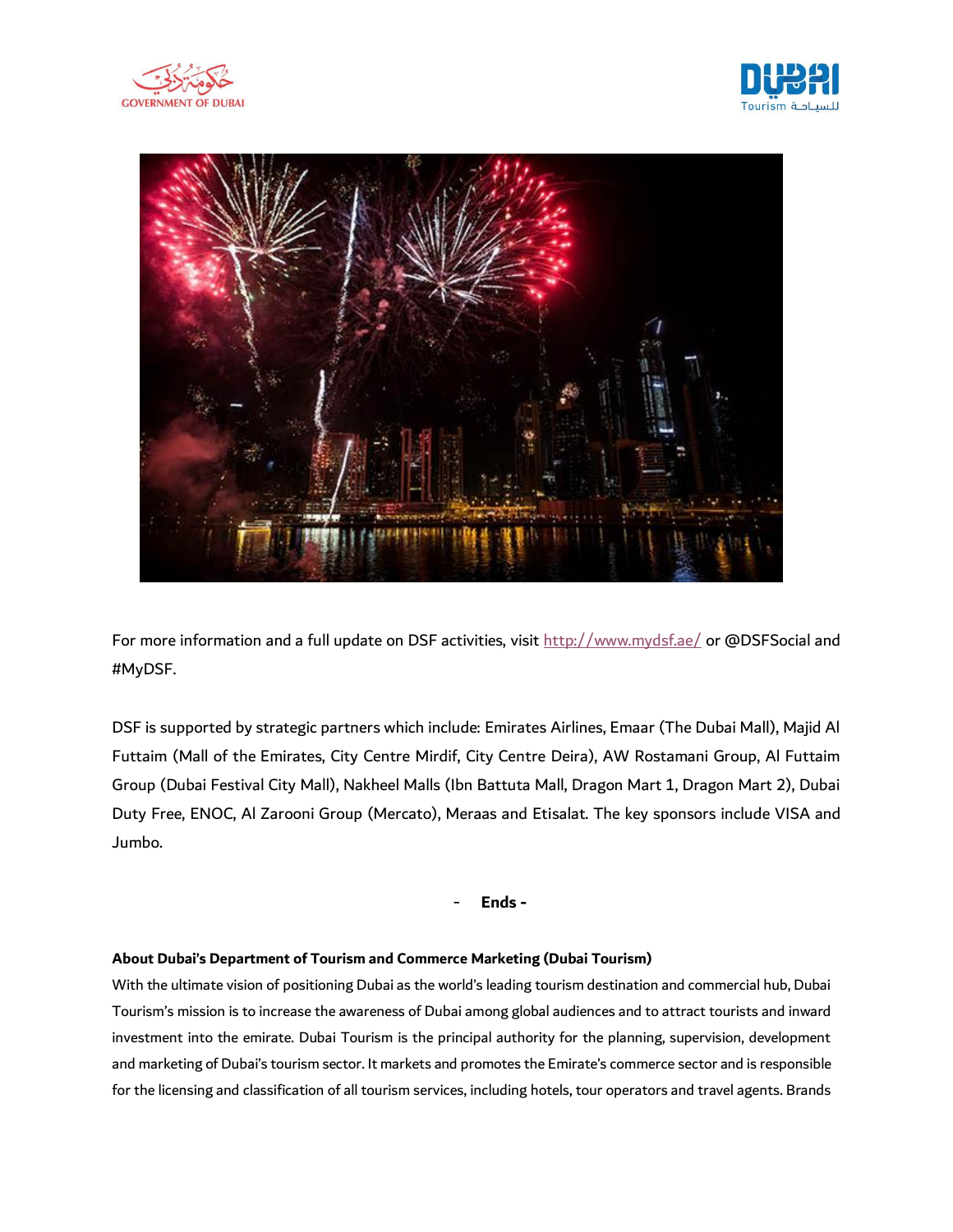For more information and a full update on DSF activities, visit http://www.mydsf.ae/ or @DSFSocial and #MyDSF.

DSF is supported by strategic partners which include: Emirates Airlines, Emaar (The Dubai Mall), Majid Al Futtaim (Mall of the Emirates, City Centre Mirdif, City Centre Deira), AW Rostamani Group, Al Futtaim Group (Dubai Festival City Mall), Nakheel Malls (Ibn Battuta Mall, Dragon Mart 1, Dragon Mart 2), Dubai Duty Free, ENOC, Al Zarooni Group (Mercato), Meraas and Etisalat. The key sponsors include VISA and Jumbo.

**- Ends -**

**About Dubai's Department of Tourism and Commerce Marketing (Dubai Tourism)**

With the ultimate vision of positioning Dubai as the world's leading tourism destination and commercial hub, Dubai Tourism's mission is to increase the awareness of Dubai among global audiences and to attract tourists and inward investment into the emirate. Dubai Tourism is the principal authority for the planning, supervision, development and marketing of Dubai's tourism sector. It markets and promotes the Emirate's commerce sector and is responsible for the licensing and classification of all tourism services, including hotels, tour operators and travel agents. Brands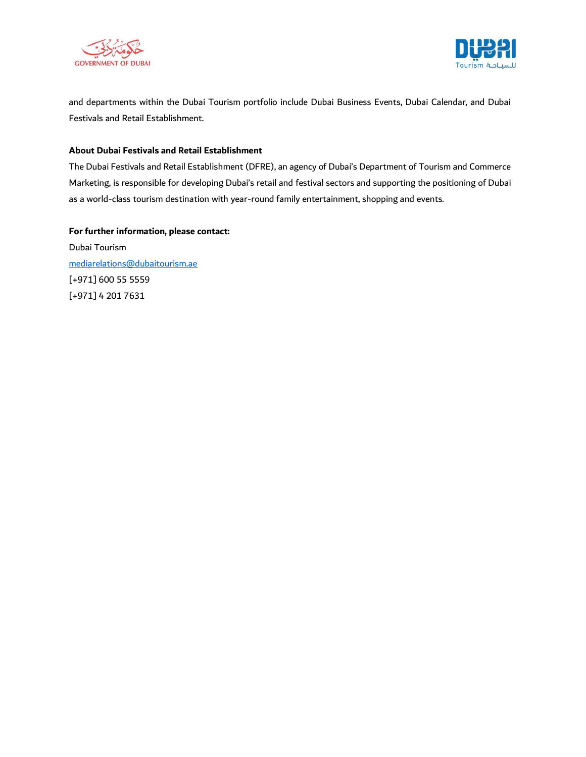and departments within the Dubai Tourism portfolio include Dubai Business Events, Dubai Calendar, and Dubai Festivals and Retail Establishment.

**About Dubai Festivals and Retail Establishment**

The Dubai Festivals and Retail Establishment (DFRE), an agency of Dubai's Department of Tourism and Commerce Marketing, is responsible for developing Dubai's retail and festival sectors and supporting the positioning of Dubai as a world-class tourism destination with year-round family entertainment, shopping and events.

**For further information, please contact:**

Dubai Tourism
mediarelations@dubaitourism.ae
[+971] 600 55 5559
[+971] 4 201 7631